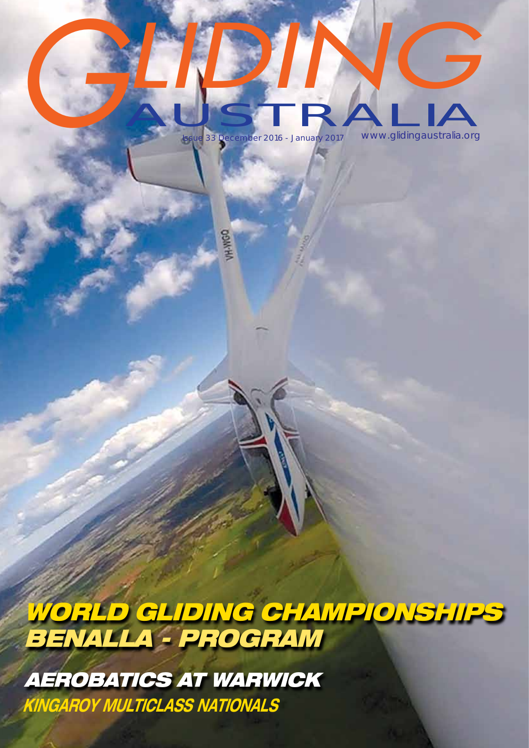# GLIDING AUSTRALIA

Issue 33 December 2016 - January 2017

www.glidingaustralia.org

## WORLD GLIDING CHAMPIONSHIPS BENALLA - PROGRAM

## AEROBATICS AT WARWICK

## KINGAROY MULTICLASS NATIONALS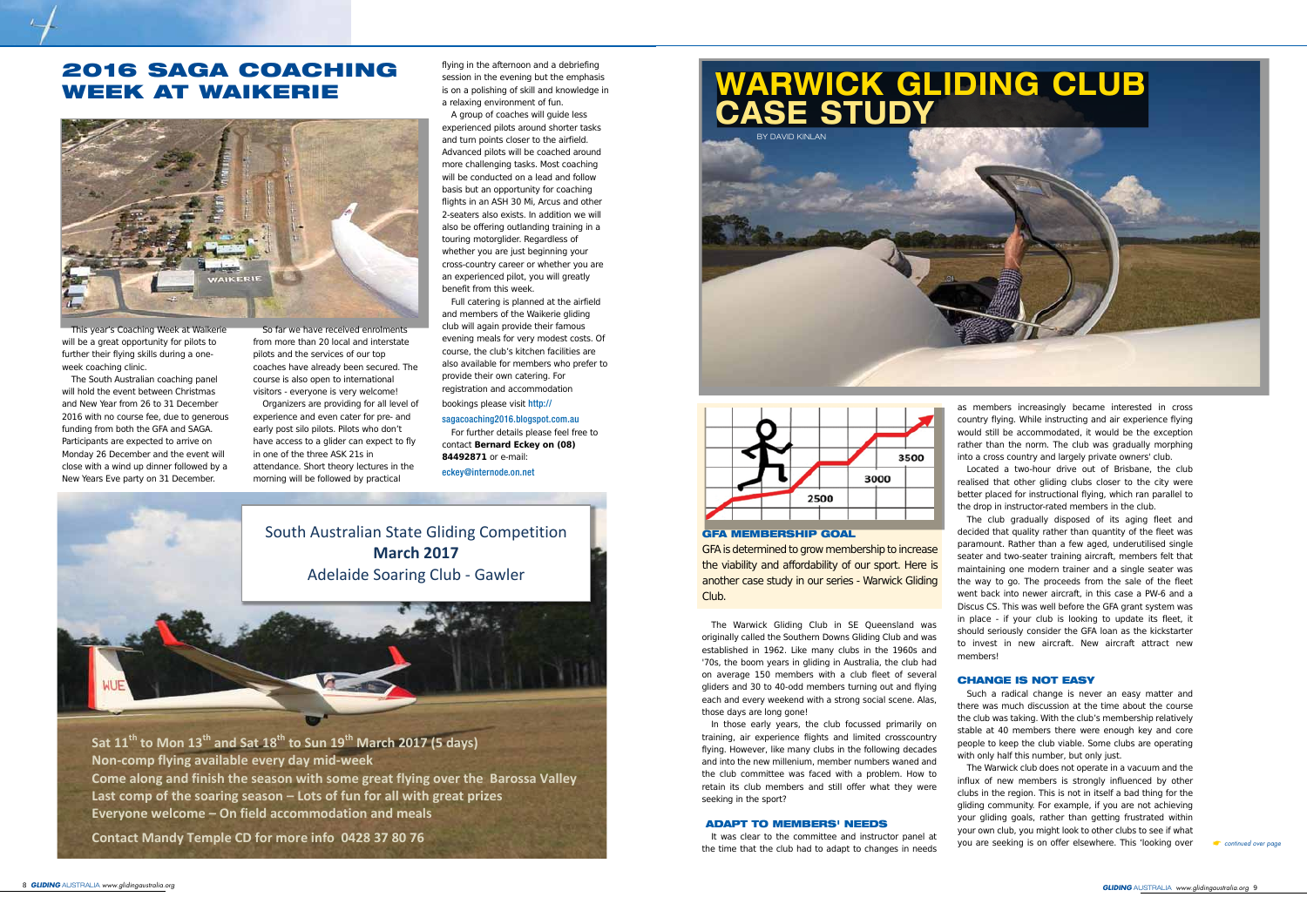# 2016 SAGA COACHING WEEK AT WAIKERIE

This year's Coaching Week at Waikerie will be a great opportunity for pilots to further their flying skills during a one-week coaching clinic.

The South Australian coaching panel will hold the event between Christmas and New Year from 26 to 31 December 2016 with no course fee, due to generous funding from both the GFA and SAGA. Participants are expected to arrive on Monday 26 December and the event will close with a wind up dinner followed by a New Years Eve party on 31 December.

So far we have received enrolments from more than 20 local and interstate pilots and the services of our top coaches have already been secured. The course is also open to international visitors - everyone is very welcome!

Organizers are providing for all level of experience and even cater for pre- and early post silo pilots. Pilots who don't have access to a glider can expect to fly in one of the three ASK 21s in attendance. Short theory lectures in the morning will be followed by practical flying in the afternoon and a debriefing session in the evening but the emphasis is on a polishing of skill and knowledge in a relaxing environment of fun.

A group of coaches will guide less experienced pilots around shorter tasks and turn points closer to the airfield. Advanced pilots will be coached around more challenging tasks. Most coaching will be conducted on a lead and follow basis but an opportunity for coaching flights in an ASH 30 Mi, Arcus and other 2-seaters also exists. In addition we will also be offering outlanding training in a touring motorglider. Regardless of whether you are just beginning your cross-country career or whether you are an experienced pilot, you will greatly benefit from this week.

Full catering is planned at the airfield and members of the Waikerie gliding club will again provide their famous evening meals for very modest costs. Of course, the club's kitchen facilities are also available for members who prefer to provide their own catering. For registration and accommodation bookings please visit http://sagacoaching2016.blogspot.com.au

For further details please feel free to contact **Bernard Eckey on (08) 84492871** or e-mail: eckey@internode.on.net

---

South Australian State Gliding Competition
**March 2017**
Adelaide Soaring Club - Gawler

**Sat 11th to Mon 13th and Sat 18th to Sun 19th March 2017 (5 days)**
**Non-comp flying available every day mid-week**
**Come along and finish the season with some great flying over the Barossa Valley**
**Last comp of the soaring season – Lots of fun for all with great prizes**
**Everyone welcome – On field accommodation and meals**
**Contact Mandy Temple CD for more info 0428 37 80 76**

---

# WARWICK GLIDING CLUB CASE STUDY

BY DAVID KINLAN

2500
3000
3500

### GFA MEMBERSHIP GOAL

GFA is determined to grow membership to increase the viability and affordability of our sport. Here is another case study in our series - Warwick Gliding Club.

The Warwick Gliding Club in SE Queensland was originally called the Southern Downs Gliding Club and was established in 1962. Like many clubs in the 1960s and '70s, the boom years in gliding in Australia, the club had on average 150 members with a club fleet of several gliders and 30 to 40-odd members turning out and flying each and every weekend with a strong social scene. Alas, those days are long gone!

In those early years, the club focussed primarily on training, air experience flights and limited crosscountry flying. However, like many clubs in the following decades and into the new millenium, member numbers waned and the club committee was faced with a problem. How to retain its club members and still offer what they were seeking in the sport?

## ADAPT TO MEMBERS' NEEDS

It was clear to the committee and instructor panel at the time that the club had to adapt to changes in needs as members increasingly became interested in cross country flying. While instructing and air experience flying would still be accommodated, it would be the exception rather than the norm. The club was gradually morphing into a cross country and largely private owners' club.

Located a two-hour drive out of Brisbane, the club realised that other gliding clubs closer to the city were better placed for instructional flying, which ran parallel to the drop in instructor-rated members in the club.

The club gradually disposed of its aging fleet and decided that quality rather than quantity of the fleet was paramount. Rather than a few aged, underutilised single seater and two-seater training aircraft, members felt that maintaining one modern trainer and a single seater was the way to go. The proceeds from the sale of the fleet went back into newer aircraft, in this case a PW-6 and a Discus CS. This was well before the GFA grant system was in place - if your club is looking to update its fleet, it should seriously consider the GFA loan as the kickstarter to invest in new aircraft. New aircraft attract new members!

## CHANGE IS NOT EASY

Such a radical change is never an easy matter and there was much discussion at the time about the course the club was taking. With the club's membership relatively stable at 40 members there were enough key and core people to keep the club viable. Some clubs are operating with only half this number, but only just.

The Warwick club does not operate in a vacuum and the influx of new members is strongly influenced by other clubs in the region. This is not in itself a bad thing for the gliding community. For example, if you are not achieving your gliding goals, rather than getting frustrated within your own club, you might look to other clubs to see if what you are seeking is on offer elsewhere. This 'looking over

*continued over page*